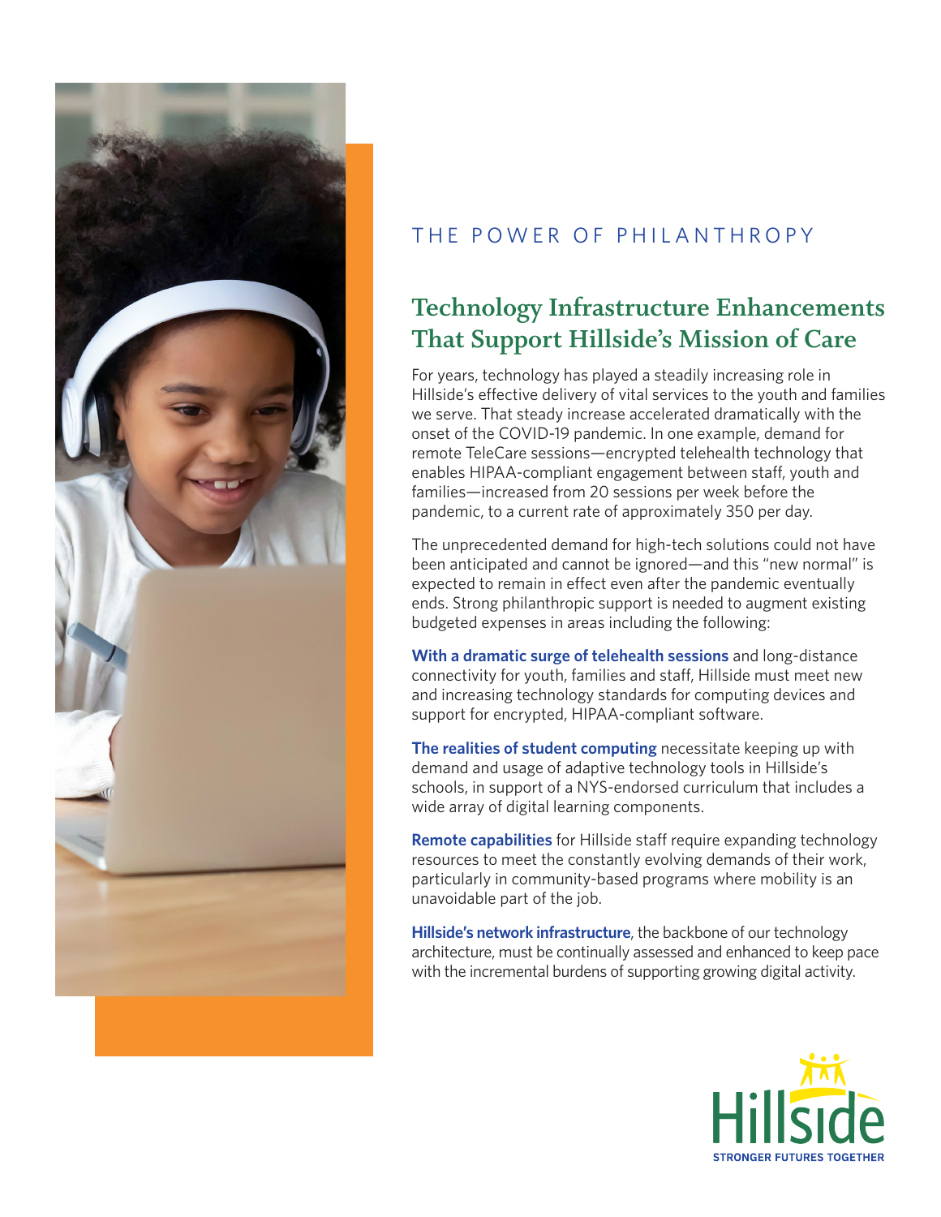THE POWER OF PHILANTHROPY

# Technology Infrastructure Enhancements That Support Hillside's Mission of Care

For years, technology has played a steadily increasing role in Hillside's effective delivery of vital services to the youth and families we serve. That steady increase accelerated dramatically with the onset of the COVID-19 pandemic. In one example, demand for remote TeleCare sessions—encrypted telehealth technology that enables HIPAA-compliant engagement between staff, youth and families—increased from 20 sessions per week before the pandemic, to a current rate of approximately 350 per day.

The unprecedented demand for high-tech solutions could not have been anticipated and cannot be ignored—and this "new normal" is expected to remain in effect even after the pandemic eventually ends. Strong philanthropic support is needed to augment existing budgeted expenses in areas including the following:

**With a dramatic surge of telehealth sessions** and long-distance connectivity for youth, families and staff, Hillside must meet new and increasing technology standards for computing devices and support for encrypted, HIPAA-compliant software.

**The realities of student computing** necessitate keeping up with demand and usage of adaptive technology tools in Hillside's schools, in support of a NYS-endorsed curriculum that includes a wide array of digital learning components.

**Remote capabilities** for Hillside staff require expanding technology resources to meet the constantly evolving demands of their work, particularly in community-based programs where mobility is an unavoidable part of the job.

**Hillside's network infrastructure**, the backbone of our technology architecture, must be continually assessed and enhanced to keep pace with the incremental burdens of supporting growing digital activity.

Hillside
STRONGER FUTURES TOGETHER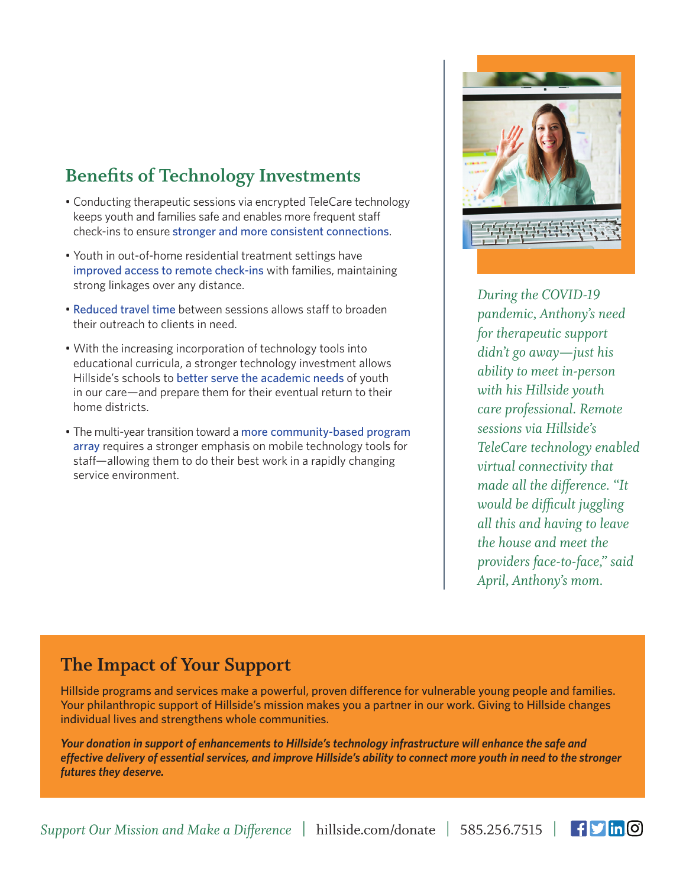## Benefits of Technology Investments

- Conducting therapeutic sessions via encrypted TeleCare technology keeps youth and families safe and enables more frequent staff check-ins to ensure stronger and more consistent connections.
- Youth in out-of-home residential treatment settings have improved access to remote check-ins with families, maintaining strong linkages over any distance.
- Reduced travel time between sessions allows staff to broaden their outreach to clients in need.
- With the increasing incorporation of technology tools into educational curricula, a stronger technology investment allows Hillside's schools to better serve the academic needs of youth in our care—and prepare them for their eventual return to their home districts.
- The multi-year transition toward a more community-based program array requires a stronger emphasis on mobile technology tools for staff—allowing them to do their best work in a rapidly changing service environment.

*During the COVID-19 pandemic, Anthony's need for therapeutic support didn't go away—just his ability to meet in-person with his Hillside youth care professional. Remote sessions via Hillside's TeleCare technology enabled virtual connectivity that made all the difference. "It would be difficult juggling all this and having to leave the house and meet the providers face-to-face," said April, Anthony's mom.*

## The Impact of Your Support

Hillside programs and services make a powerful, proven difference for vulnerable young people and families. Your philanthropic support of Hillside's mission makes you a partner in our work. Giving to Hillside changes individual lives and strengthens whole communities.

***Your donation in support of enhancements to Hillside's technology infrastructure will enhance the safe and effective delivery of essential services, and improve Hillside's ability to connect more youth in need to the stronger futures they deserve.***

*Support Our Mission and Make a Difference* | hillside.com/donate | 585.256.7515